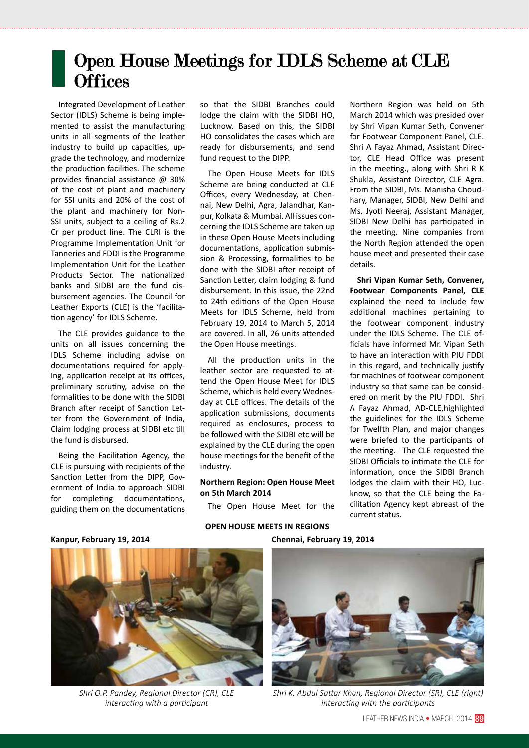# Open House Meetings for IDLS Scheme at CLE Offices

Integrated Development of Leather Sector (IDLS) Scheme is being implemented to assist the manufacturing units in all segments of the leather industry to build up capacities, upgrade the technology, and modernize the production facilities. The scheme provides financial assistance @ 30% of the cost of plant and machinery for SSI units and 20% of the cost of the plant and machinery for Non-SSI units, subject to a ceiling of Rs.2 Cr per product line. The CLRI is the Programme Implementation Unit for Tanneries and FDDI is the Programme Implementation Unit for the Leather Products Sector. The nationalized banks and SIDBI are the fund disbursement agencies. The Council for Leather Exports (CLE) is the 'facilitation agency' for IDLS Scheme.

The CLE provides guidance to the units on all issues concerning the IDLS Scheme including advise on documentations required for applying, application receipt at its offices, preliminary scrutiny, advise on the formalities to be done with the SIDBI Branch after receipt of Sanction Letter from the Government of India, Claim lodging process at SIDBI etc till the fund is disbursed.

Being the Facilitation Agency, the CLE is pursuing with recipients of the Sanction Letter from the DIPP, Government of India to approach SIDBI for completing documentations, guiding them on the documentations so that the SIDBI Branches could lodge the claim with the SIDBI HO, Lucknow. Based on this, the SIDBI HO consolidates the cases which are ready for disbursements, and send fund request to the DIPP.

The Open House Meets for IDLS Scheme are being conducted at CLE Offices, every Wednesday, at Chennai, New Delhi, Agra, Jalandhar, Kanpur, Kolkata & Mumbai. All issues concerning the IDLS Scheme are taken up in these Open House Meets including documentations, application submission & Processing, formalities to be done with the SIDBI after receipt of Sanction Letter, claim lodging & fund disbursement. In this issue, the 22nd to 24th editions of the Open House Meets for IDLS Scheme, held from February 19, 2014 to March 5, 2014 are covered. In all, 26 units attended the Open House meetings.

All the production units in the leather sector are requested to attend the Open House Meet for IDLS Scheme, which is held every Wednesday at CLE offices. The details of the application submissions, documents required as enclosures, process to be followed with the SIDBI etc will be explained by the CLE during the open house meetings for the benefit of the industry.

**Northern Region: Open House Meet on 5th March 2014**

The Open House Meet for the Northern Region was held on 5th March 2014 which was presided over by Shri Vipan Kumar Seth, Convener for Footwear Component Panel, CLE. Shri A Fayaz Ahmad, Assistant Director, CLE Head Office was present in the meeting., along with Shri R K Shukla, Assistant Director, CLE Agra. From the SIDBI, Ms. Manisha Choudhary, Manager, SIDBI, New Delhi and Ms. Jyoti Neeraj, Assistant Manager, SIDBI New Delhi has participated in the meeting. Nine companies from the North Region attended the open house meet and presented their case details.

**Shri Vipan Kumar Seth, Convener, Footwear Components Panel, CLE** explained the need to include few additional machines pertaining to the footwear component industry under the IDLS Scheme. The CLE officials have informed Mr. Vipan Seth to have an interaction with PIU FDDI in this regard, and technically justify for machines of footwear component industry so that same can be considered on merit by the PIU FDDI. Shri A Fayaz Ahmad, AD-CLE,highlighted the guidelines for the IDLS Scheme for Twelfth Plan, and major changes were briefed to the participants of the meeting. The CLE requested the SIDBI Officials to intimate the CLE for information, once the SIDBI Branch lodges the claim with their HO, Lucknow, so that the CLE being the Facilitation Agency kept abreast of the current status.

**OPEN HOUSE MEETS IN REGIONS**

**Kanpur, February 19, 2014**

*Shri O.P. Pandey, Regional Director (CR), CLE interacting with a participant*

**Chennai, February 19, 2014**

*Shri K. Abdul Sattar Khan, Regional Director (SR), CLE (right) interacting with the participants*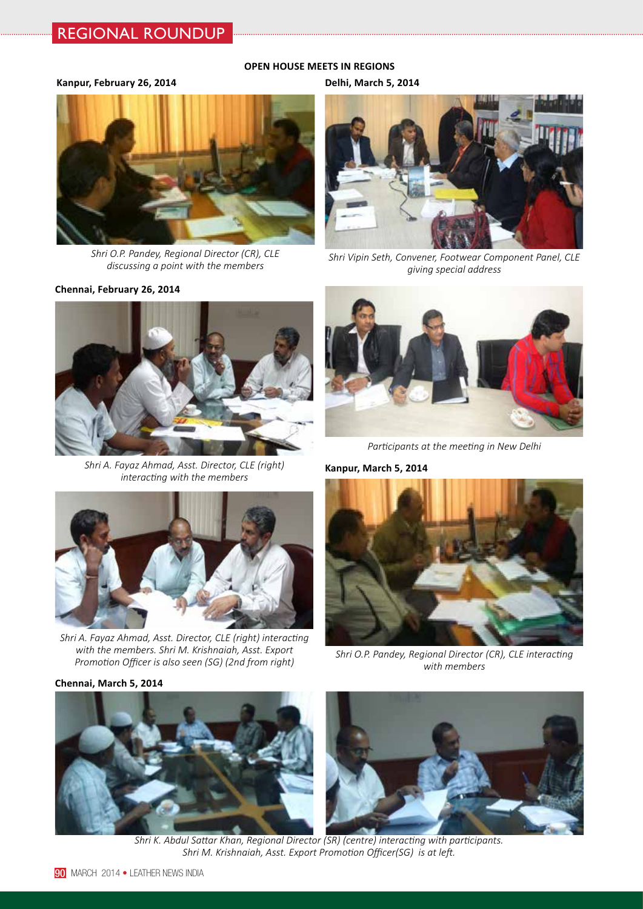## REGIONAL ROUNDUP

### OPEN HOUSE MEETS IN REGIONS

**Kanpur, February 26, 2014**

*Shri O.P. Pandey, Regional Director (CR), CLE discussing a point with the members*

**Delhi, March 5, 2014**

*Shri Vipin Seth, Convener, Footwear Component Panel, CLE giving special address*

*Participants at the meeting in New Delhi*

**Chennai, February 26, 2014**

*Shri A. Fayaz Ahmad, Asst. Director, CLE (right) interacting with the members*

*Shri A. Fayaz Ahmad, Asst. Director, CLE (right) interacting with the members. Shri M. Krishnaiah, Asst. Export Promotion Officer is also seen (SG) (2nd from right)*

**Kanpur, March 5, 2014**

*Shri O.P. Pandey, Regional Director (CR), CLE interacting with members*

**Chennai, March 5, 2014**

*Shri K. Abdul Sattar Khan, Regional Director (SR) (centre) interacting with participants. Shri M. Krishnaiah, Asst. Export Promotion Officer(SG) is at left.*